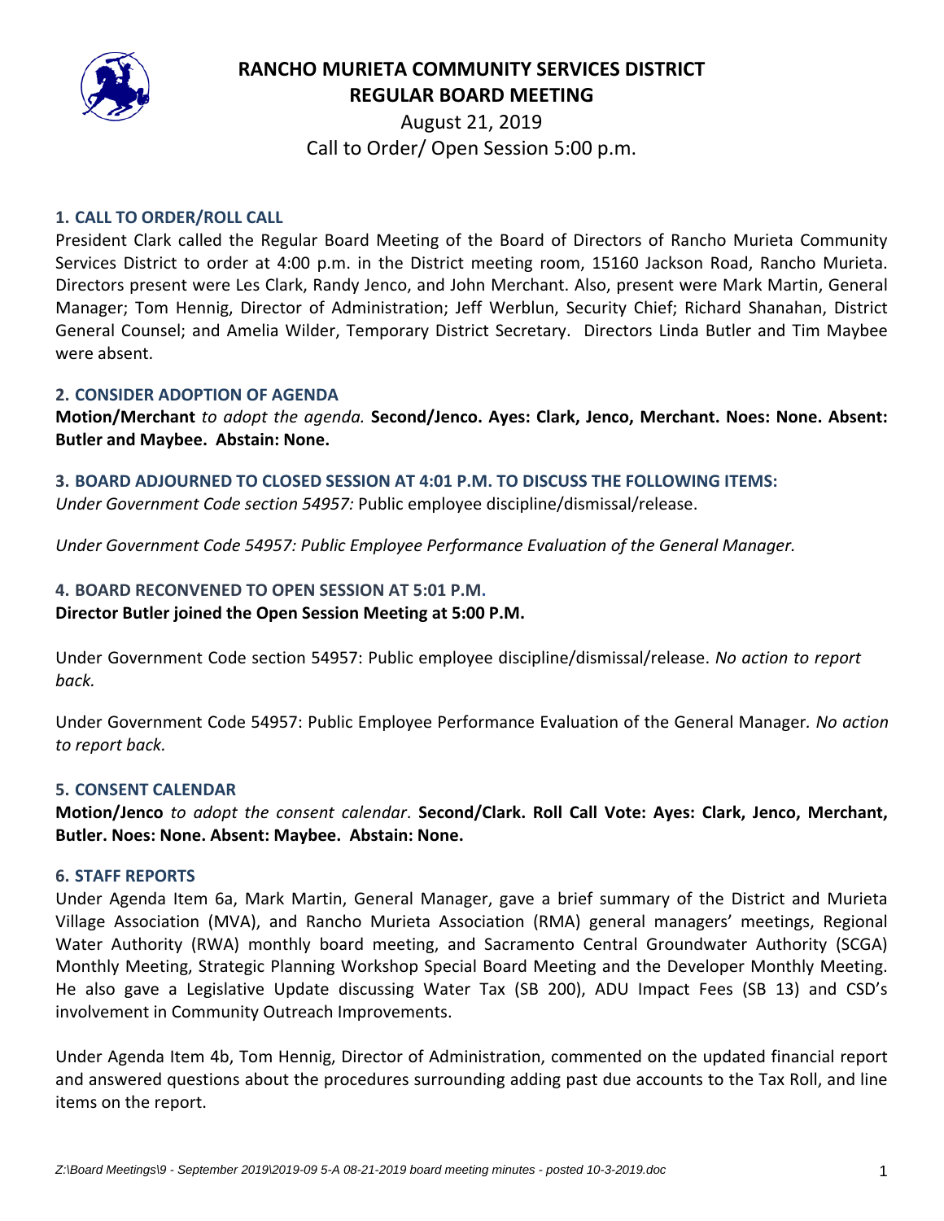# RANCHO MURIETA COMMUNITY SERVICES DISTRICT
## REGULAR BOARD MEETING

August 21, 2019
Call to Order/ Open Session 5:00 p.m.

### 1. CALL TO ORDER/ROLL CALL

President Clark called the Regular Board Meeting of the Board of Directors of Rancho Murieta Community Services District to order at 4:00 p.m. in the District meeting room, 15160 Jackson Road, Rancho Murieta. Directors present were Les Clark, Randy Jenco, and John Merchant. Also, present were Mark Martin, General Manager; Tom Hennig, Director of Administration; Jeff Werblun, Security Chief; Richard Shanahan, District General Counsel; and Amelia Wilder, Temporary District Secretary. Directors Linda Butler and Tim Maybee were absent.

### 2. CONSIDER ADOPTION OF AGENDA

**Motion/Merchant** *to adopt the agenda.* **Second/Jenco. Ayes: Clark, Jenco, Merchant. Noes: None. Absent: Butler and Maybee. Abstain: None.**

### 3. BOARD ADJOURNED TO CLOSED SESSION AT 4:01 P.M. TO DISCUSS THE FOLLOWING ITEMS:

*Under Government Code section 54957:* Public employee discipline/dismissal/release.

*Under Government Code 54957: Public Employee Performance Evaluation of the General Manager.*

### 4. BOARD RECONVENED TO OPEN SESSION AT 5:01 P.M.

**Director Butler joined the Open Session Meeting at 5:00 P.M.**

Under Government Code section 54957: Public employee discipline/dismissal/release. *No action to report back.*

Under Government Code 54957: Public Employee Performance Evaluation of the General Manager*. No action to report back.*

### 5. CONSENT CALENDAR

**Motion/Jenco** *to adopt the consent calendar*. **Second/Clark. Roll Call Vote: Ayes: Clark, Jenco, Merchant, Butler. Noes: None. Absent: Maybee. Abstain: None.**

### 6. STAFF REPORTS

Under Agenda Item 6a, Mark Martin, General Manager, gave a brief summary of the District and Murieta Village Association (MVA), and Rancho Murieta Association (RMA) general managers' meetings, Regional Water Authority (RWA) monthly board meeting, and Sacramento Central Groundwater Authority (SCGA) Monthly Meeting, Strategic Planning Workshop Special Board Meeting and the Developer Monthly Meeting. He also gave a Legislative Update discussing Water Tax (SB 200), ADU Impact Fees (SB 13) and CSD's involvement in Community Outreach Improvements.

Under Agenda Item 4b, Tom Hennig, Director of Administration, commented on the updated financial report and answered questions about the procedures surrounding adding past due accounts to the Tax Roll, and line items on the report.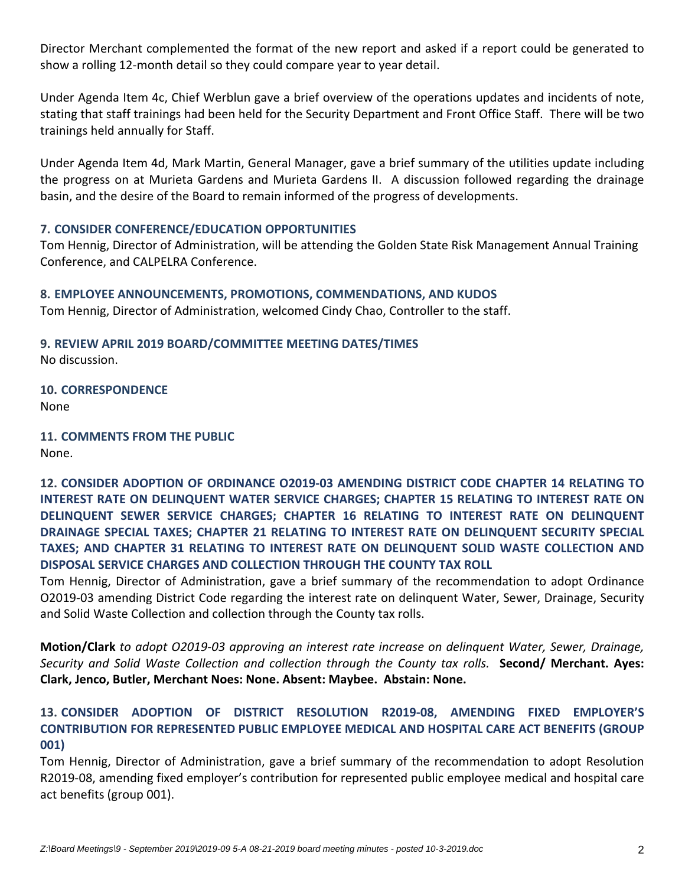Director Merchant complemented the format of the new report and asked if a report could be generated to show a rolling 12-month detail so they could compare year to year detail.

Under Agenda Item 4c, Chief Werblun gave a brief overview of the operations updates and incidents of note, stating that staff trainings had been held for the Security Department and Front Office Staff. There will be two trainings held annually for Staff.

Under Agenda Item 4d, Mark Martin, General Manager, gave a brief summary of the utilities update including the progress on at Murieta Gardens and Murieta Gardens II. A discussion followed regarding the drainage basin, and the desire of the Board to remain informed of the progress of developments.

### 7. CONSIDER CONFERENCE/EDUCATION OPPORTUNITIES

Tom Hennig, Director of Administration, will be attending the Golden State Risk Management Annual Training Conference, and CALPELRA Conference.

### 8. EMPLOYEE ANNOUNCEMENTS, PROMOTIONS, COMMENDATIONS, AND KUDOS

Tom Hennig, Director of Administration, welcomed Cindy Chao, Controller to the staff.

### 9. REVIEW APRIL 2019 BOARD/COMMITTEE MEETING DATES/TIMES

No discussion.

### 10. CORRESPONDENCE

None

### 11. COMMENTS FROM THE PUBLIC

None.

### 12. CONSIDER ADOPTION OF ORDINANCE O2019-03 AMENDING DISTRICT CODE CHAPTER 14 RELATING TO INTEREST RATE ON DELINQUENT WATER SERVICE CHARGES; CHAPTER 15 RELATING TO INTEREST RATE ON DELINQUENT SEWER SERVICE CHARGES; CHAPTER 16 RELATING TO INTEREST RATE ON DELINQUENT DRAINAGE SPECIAL TAXES; CHAPTER 21 RELATING TO INTEREST RATE ON DELINQUENT SECURITY SPECIAL TAXES; AND CHAPTER 31 RELATING TO INTEREST RATE ON DELINQUENT SOLID WASTE COLLECTION AND DISPOSAL SERVICE CHARGES AND COLLECTION THROUGH THE COUNTY TAX ROLL

Tom Hennig, Director of Administration, gave a brief summary of the recommendation to adopt Ordinance O2019-03 amending District Code regarding the interest rate on delinquent Water, Sewer, Drainage, Security and Solid Waste Collection and collection through the County tax rolls.

**Motion/Clark** *to adopt O2019-03 approving an interest rate increase on delinquent Water, Sewer, Drainage, Security and Solid Waste Collection and collection through the County tax rolls.* **Second/ Merchant. Ayes: Clark, Jenco, Butler, Merchant Noes: None. Absent: Maybee. Abstain: None.**

### 13. CONSIDER ADOPTION OF DISTRICT RESOLUTION R2019-08, AMENDING FIXED EMPLOYER'S CONTRIBUTION FOR REPRESENTED PUBLIC EMPLOYEE MEDICAL AND HOSPITAL CARE ACT BENEFITS (GROUP 001)

Tom Hennig, Director of Administration, gave a brief summary of the recommendation to adopt Resolution R2019-08, amending fixed employer's contribution for represented public employee medical and hospital care act benefits (group 001).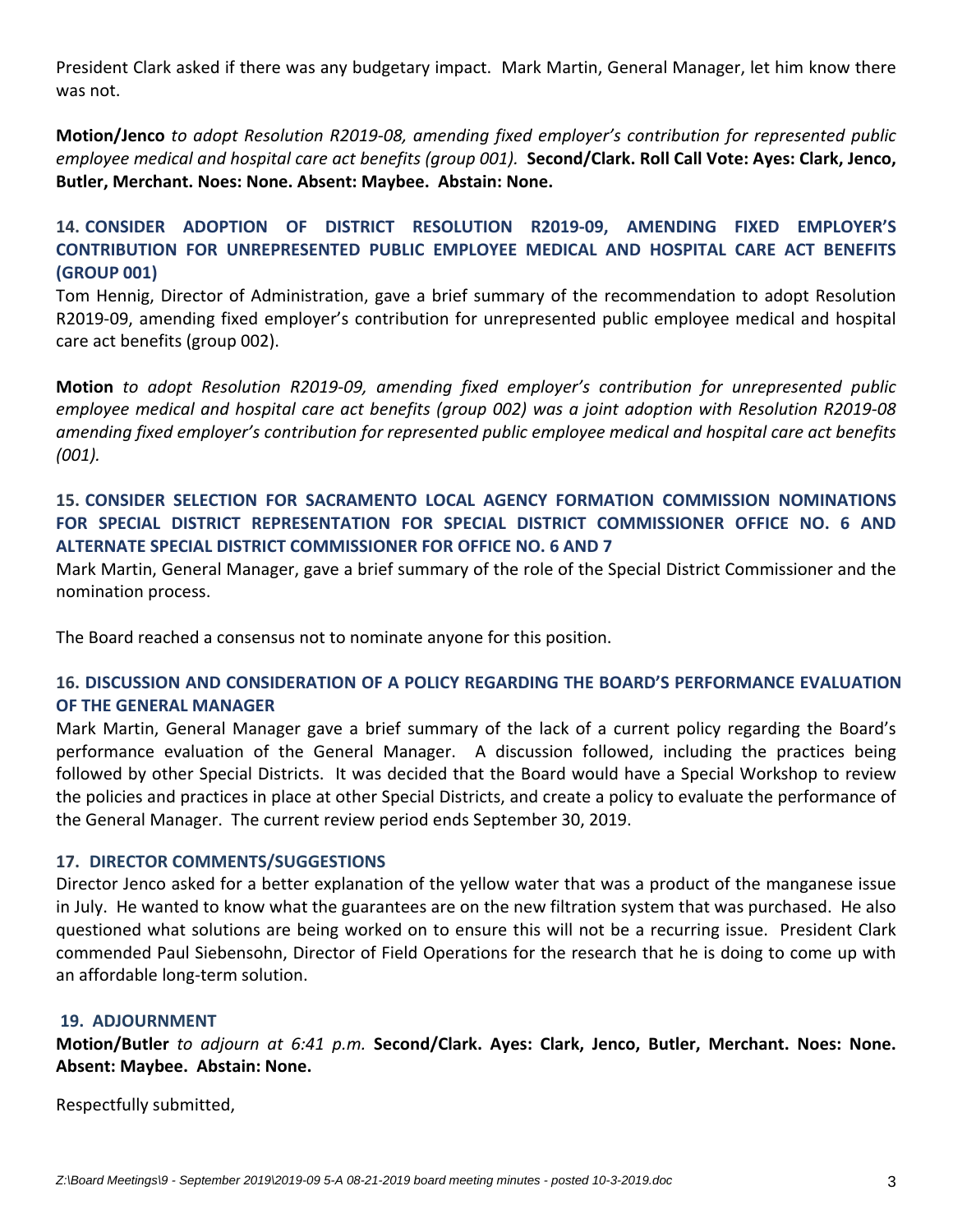President Clark asked if there was any budgetary impact. Mark Martin, General Manager, let him know there was not.

**Motion/Jenco** *to adopt Resolution R2019-08, amending fixed employer's contribution for represented public employee medical and hospital care act benefits (group 001).* **Second/Clark. Roll Call Vote: Ayes: Clark, Jenco, Butler, Merchant. Noes: None. Absent: Maybee. Abstain: None.**

## 14. CONSIDER ADOPTION OF DISTRICT RESOLUTION R2019-09, AMENDING FIXED EMPLOYER'S CONTRIBUTION FOR UNREPRESENTED PUBLIC EMPLOYEE MEDICAL AND HOSPITAL CARE ACT BENEFITS (GROUP 001)

Tom Hennig, Director of Administration, gave a brief summary of the recommendation to adopt Resolution R2019-09, amending fixed employer's contribution for unrepresented public employee medical and hospital care act benefits (group 002).

**Motion** *to adopt Resolution R2019-09, amending fixed employer's contribution for unrepresented public employee medical and hospital care act benefits (group 002) was a joint adoption with Resolution R2019-08 amending fixed employer's contribution for represented public employee medical and hospital care act benefits (001).*

## 15. CONSIDER SELECTION FOR SACRAMENTO LOCAL AGENCY FORMATION COMMISSION NOMINATIONS FOR SPECIAL DISTRICT REPRESENTATION FOR SPECIAL DISTRICT COMMISSIONER OFFICE NO. 6 AND ALTERNATE SPECIAL DISTRICT COMMISSIONER FOR OFFICE NO. 6 AND 7

Mark Martin, General Manager, gave a brief summary of the role of the Special District Commissioner and the nomination process.

The Board reached a consensus not to nominate anyone for this position.

## 16. DISCUSSION AND CONSIDERATION OF A POLICY REGARDING THE BOARD'S PERFORMANCE EVALUATION OF THE GENERAL MANAGER

Mark Martin, General Manager gave a brief summary of the lack of a current policy regarding the Board's performance evaluation of the General Manager. A discussion followed, including the practices being followed by other Special Districts. It was decided that the Board would have a Special Workshop to review the policies and practices in place at other Special Districts, and create a policy to evaluate the performance of the General Manager. The current review period ends September 30, 2019.

## 17. DIRECTOR COMMENTS/SUGGESTIONS

Director Jenco asked for a better explanation of the yellow water that was a product of the manganese issue in July. He wanted to know what the guarantees are on the new filtration system that was purchased. He also questioned what solutions are being worked on to ensure this will not be a recurring issue. President Clark commended Paul Siebensohn, Director of Field Operations for the research that he is doing to come up with an affordable long-term solution.

## 19. ADJOURNMENT

**Motion/Butler** *to adjourn at 6:41 p.m.* **Second/Clark. Ayes: Clark, Jenco, Butler, Merchant. Noes: None. Absent: Maybee. Abstain: None.**

Respectfully submitted,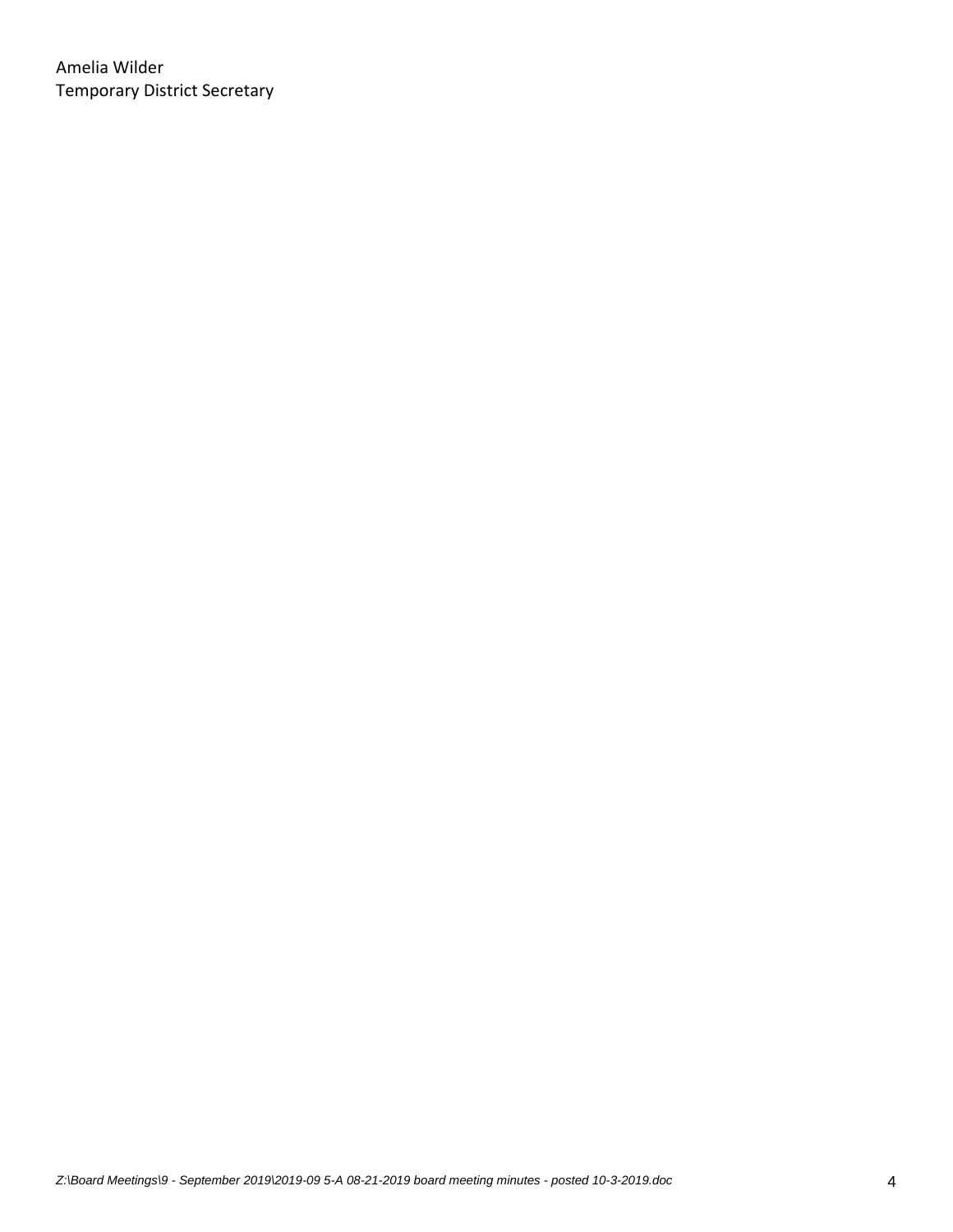Amelia Wilder
Temporary District Secretary